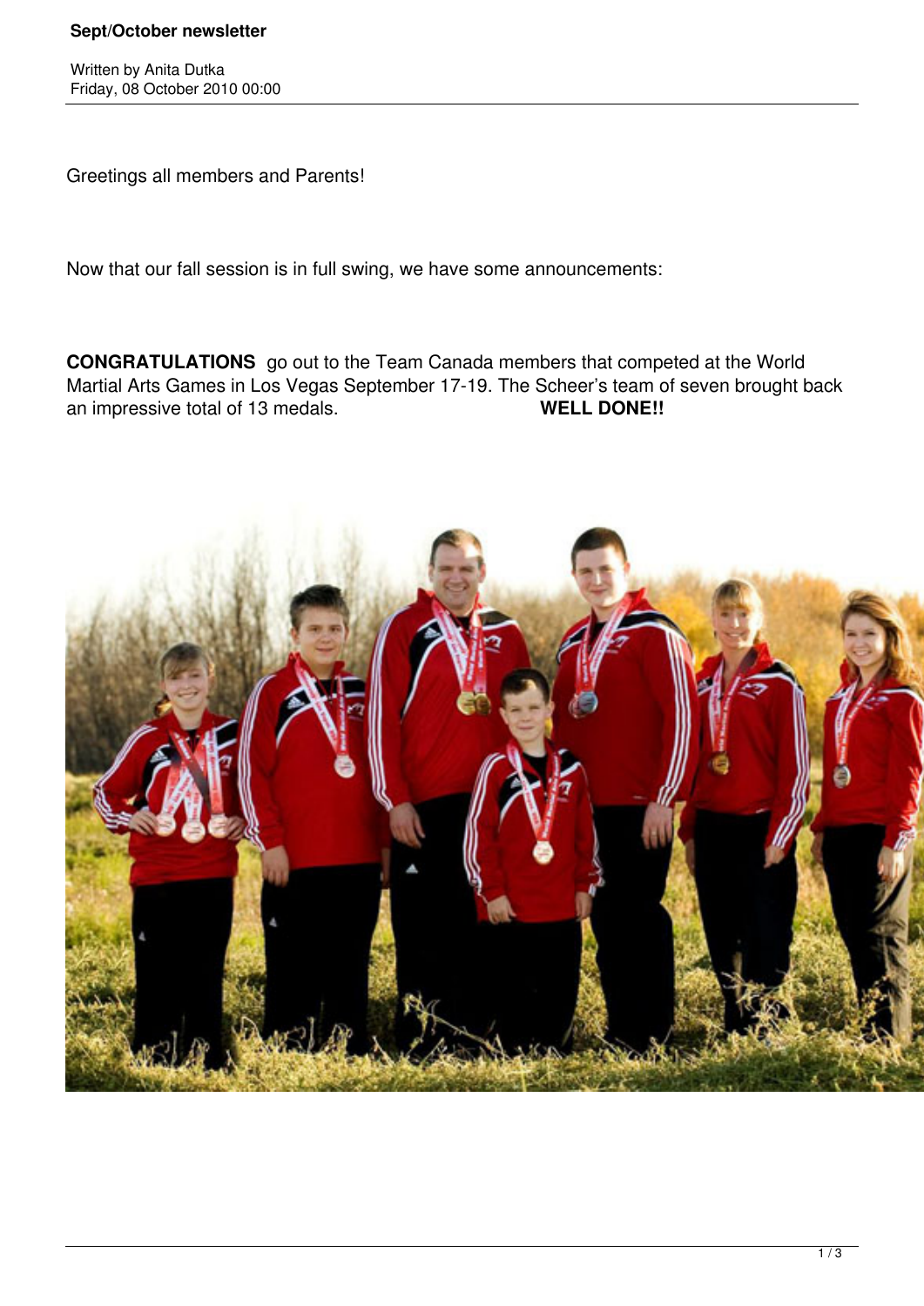**Sept/October newsletter**

Written by Anita Dutka
Friday, 08 October 2010 00:00

Greetings all members and Parents!

Now that our fall session is in full swing, we have some announcements:

**CONGRATULATIONS** go out to the Team Canada members that competed at the World Martial Arts Games in Los Vegas September 17-19. The Scheer's team of seven brought back an impressive total of 13 medals. **WELL DONE!!**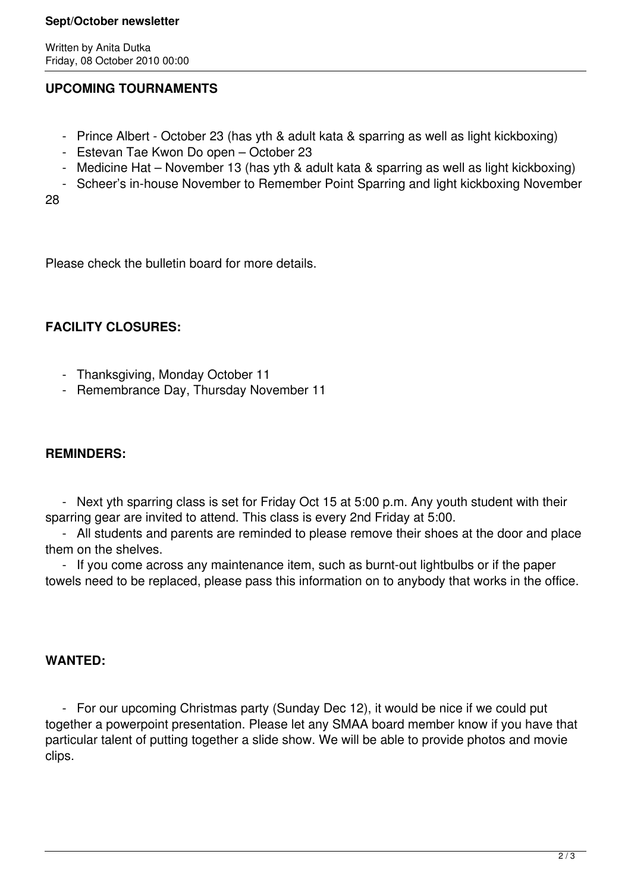## UPCOMING TOURNAMENTS

- Prince Albert - October 23 (has yth & adult kata & sparring as well as light kickboxing)
- Estevan Tae Kwon Do open – October 23
- Medicine Hat – November 13 (has yth & adult kata & sparring as well as light kickboxing)
- Scheer's in-house November to Remember Point Sparring and light kickboxing November 28

Please check the bulletin board for more details.

## FACILITY CLOSURES:

- Thanksgiving, Monday October 11
- Remembrance Day, Thursday November 11

## REMINDERS:

- Next yth sparring class is set for Friday Oct 15 at 5:00 p.m. Any youth student with their sparring gear are invited to attend. This class is every 2nd Friday at 5:00.
- All students and parents are reminded to please remove their shoes at the door and place them on the shelves.
- If you come across any maintenance item, such as burnt-out lightbulbs or if the paper towels need to be replaced, please pass this information on to anybody that works in the office.

## WANTED:

- For our upcoming Christmas party (Sunday Dec 12), it would be nice if we could put together a powerpoint presentation. Please let any SMAA board member know if you have that particular talent of putting together a slide show. We will be able to provide photos and movie clips.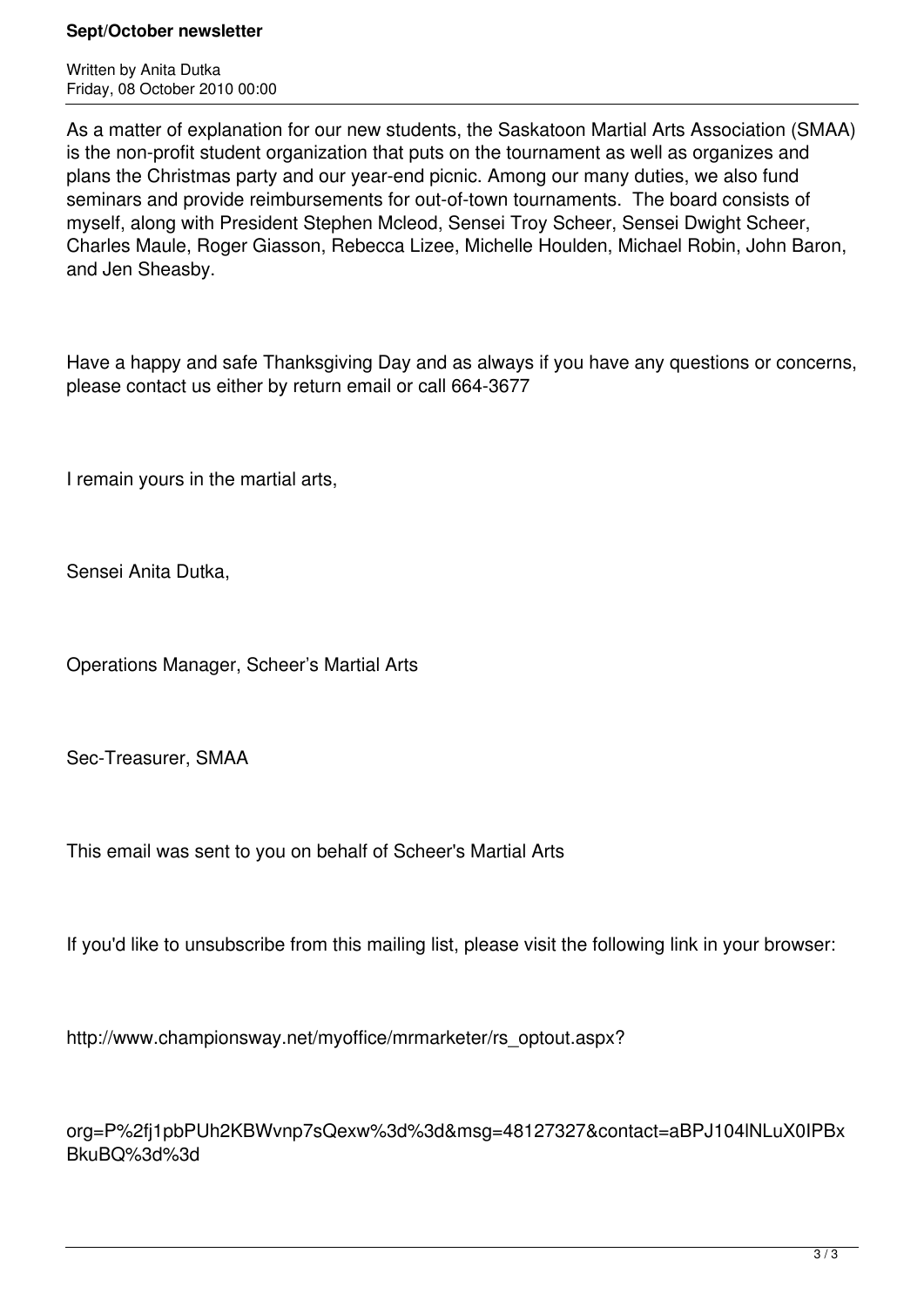As a matter of explanation for our new students, the Saskatoon Martial Arts Association (SMAA) is the non-profit student organization that puts on the tournament as well as organizes and plans the Christmas party and our year-end picnic. Among our many duties, we also fund seminars and provide reimbursements for out-of-town tournaments. The board consists of myself, along with President Stephen Mcleod, Sensei Troy Scheer, Sensei Dwight Scheer, Charles Maule, Roger Giasson, Rebecca Lizee, Michelle Houlden, Michael Robin, John Baron, and Jen Sheasby.

Have a happy and safe Thanksgiving Day and as always if you have any questions or concerns, please contact us either by return email or call 664-3677

I remain yours in the martial arts,

Sensei Anita Dutka,

Operations Manager, Scheer's Martial Arts

Sec-Treasurer, SMAA

This email was sent to you on behalf of Scheer's Martial Arts

If you'd like to unsubscribe from this mailing list, please visit the following link in your browser:

http://www.championsway.net/myoffice/mrmarketer/rs_optout.aspx?

org=P%2fj1pbPUh2KBWvnp7sQexw%3d%3d&msg=48127327&contact=aBPJ104lNLuX0IPBxBkuBQ%3d%3d